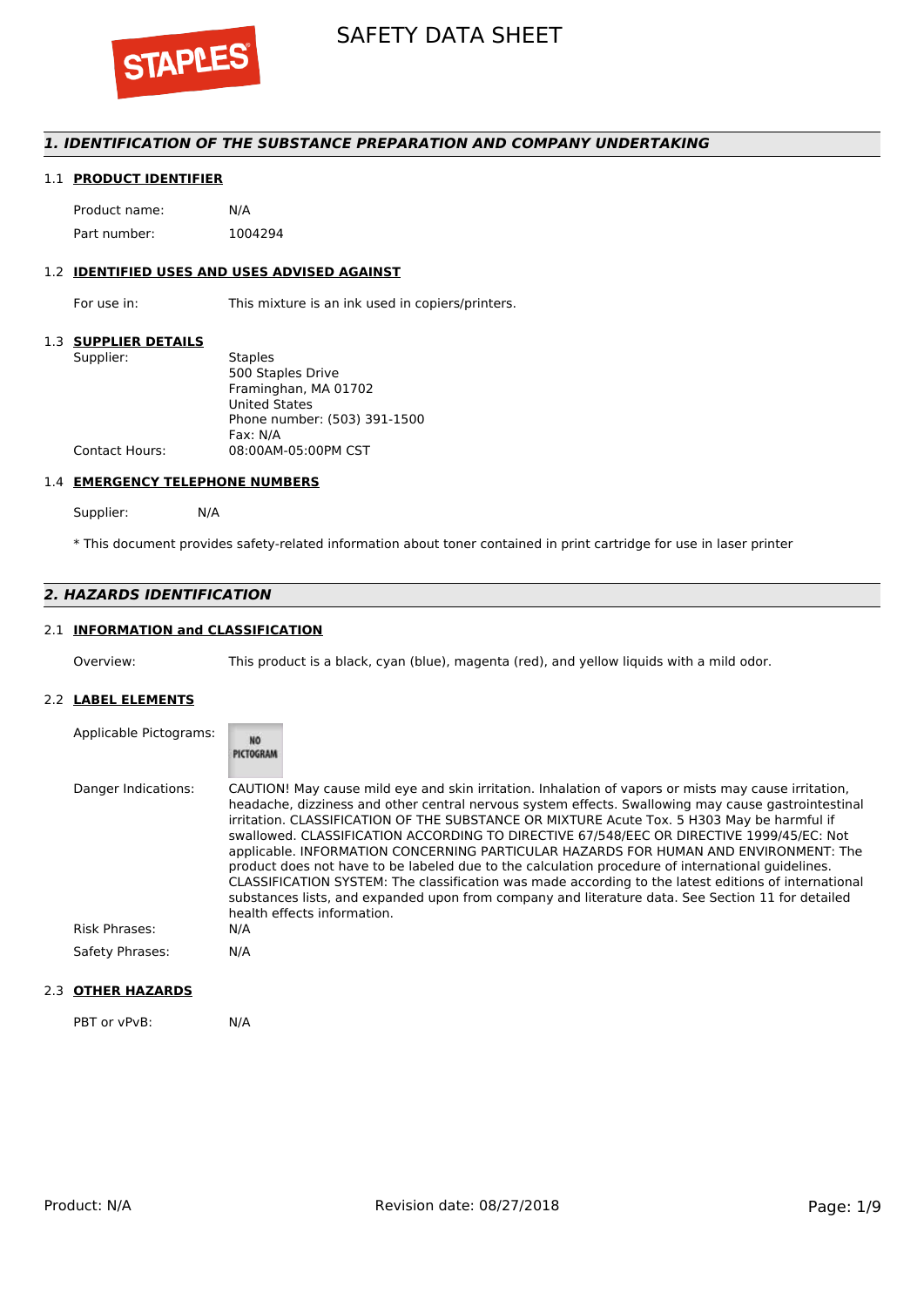# SAFETY DATA SHEET

## 1. IDENTIFICATION OF THE SUBSTANCE PREPARATION AND COMPANY UNDERTAKING

### 1.1 PRODUCT IDENTIFIER

| | |
|---|---|
| Product name: | N/A |
| Part number: | 1004294 |

### 1.2 IDENTIFIED USES AND USES ADVISED AGAINST

| | |
|---|---|
| For use in: | This mixture is an ink used in copiers/printers. |

### 1.3 SUPPLIER DETAILS

| | |
|---|---|
| Supplier: | Staples<br>500 Staples Drive<br>Framinghan, MA 01702<br>United States<br>Phone number: (503) 391-1500<br>Fax: N/A |
| Contact Hours: | 08:00AM-05:00PM CST |

### 1.4 EMERGENCY TELEPHONE NUMBERS

| | |
|---|---|
| Supplier: | N/A |

* This document provides safety-related information about toner contained in print cartridge for use in laser printer

## 2. HAZARDS IDENTIFICATION

### 2.1 INFORMATION and CLASSIFICATION

| | |
|---|---|
| Overview: | This product is a black, cyan (blue), magenta (red), and yellow liquids with a mild odor. |

### 2.2 LABEL ELEMENTS

| | |
|---|---|
| Applicable Pictograms: | NO PICTOGRAM |
| Danger Indications: | CAUTION! May cause mild eye and skin irritation. Inhalation of vapors or mists may cause irritation, headache, dizziness and other central nervous system effects. Swallowing may cause gastrointestinal irritation. CLASSIFICATION OF THE SUBSTANCE OR MIXTURE Acute Tox. 5 H303 May be harmful if swallowed. CLASSIFICATION ACCORDING TO DIRECTIVE 67/548/EEC OR DIRECTIVE 1999/45/EC: Not applicable. INFORMATION CONCERNING PARTICULAR HAZARDS FOR HUMAN AND ENVIRONMENT: The product does not have to be labeled due to the calculation procedure of international guidelines. CLASSIFICATION SYSTEM: The classification was made according to the latest editions of international substances lists, and expanded upon from company and literature data. See Section 11 for detailed health effects information. |
| Risk Phrases: | N/A |
| Safety Phrases: | N/A |

### 2.3 OTHER HAZARDS

| | |
|---|---|
| PBT or vPvB: | N/A |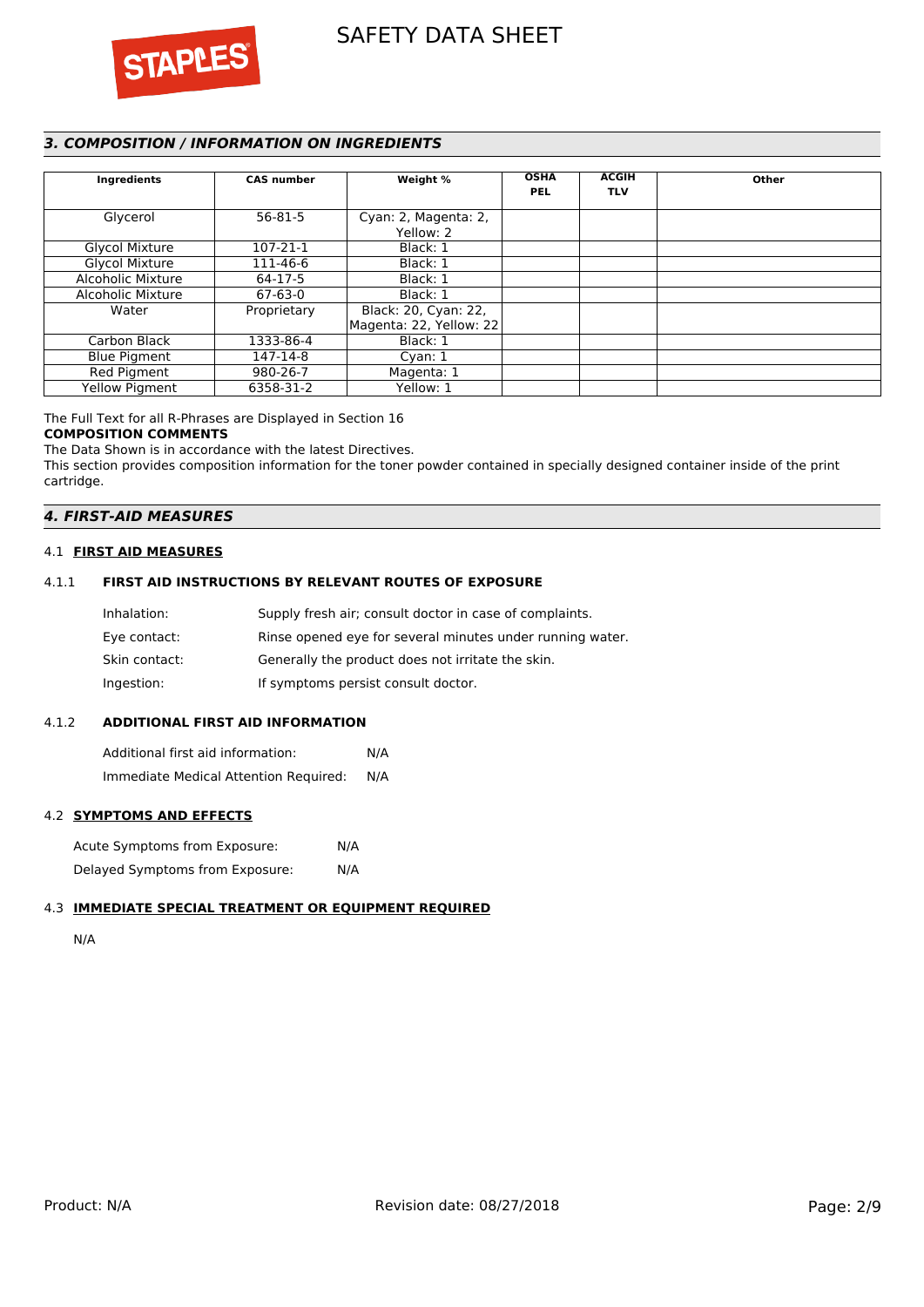## 3. COMPOSITION / INFORMATION ON INGREDIENTS

| Ingredients | CAS number | Weight % | OSHA PEL | ACGIH TLV | Other |
|---|---|---|---|---|---|
| Glycerol | 56-81-5 | Cyan: 2, Magenta: 2, Yellow: 2 | | | |
| Glycol Mixture | 107-21-1 | Black: 1 | | | |
| Glycol Mixture | 111-46-6 | Black: 1 | | | |
| Alcoholic Mixture | 64-17-5 | Black: 1 | | | |
| Alcoholic Mixture | 67-63-0 | Black: 1 | | | |
| Water | Proprietary | Black: 20, Cyan: 22, Magenta: 22, Yellow: 22 | | | |
| Carbon Black | 1333-86-4 | Black: 1 | | | |
| Blue Pigment | 147-14-8 | Cyan: 1 | | | |
| Red Pigment | 980-26-7 | Magenta: 1 | | | |
| Yellow Pigment | 6358-31-2 | Yellow: 1 | | | |

The Full Text for all R-Phrases are Displayed in Section 16

**COMPOSITION COMMENTS**

The Data Shown is in accordance with the latest Directives.

This section provides composition information for the toner powder contained in specially designed container inside of the print cartridge.

## 4. FIRST-AID MEASURES

### 4.1 FIRST AID MEASURES

#### 4.1.1 FIRST AID INSTRUCTIONS BY RELEVANT ROUTES OF EXPOSURE

Inhalation: Supply fresh air; consult doctor in case of complaints.

Eye contact: Rinse opened eye for several minutes under running water.

Skin contact: Generally the product does not irritate the skin.

Ingestion: If symptoms persist consult doctor.

#### 4.1.2 ADDITIONAL FIRST AID INFORMATION

Additional first aid information: N/A

Immediate Medical Attention Required: N/A

### 4.2 SYMPTOMS AND EFFECTS

Acute Symptoms from Exposure: N/A

Delayed Symptoms from Exposure: N/A

### 4.3 IMMEDIATE SPECIAL TREATMENT OR EQUIPMENT REQUIRED

N/A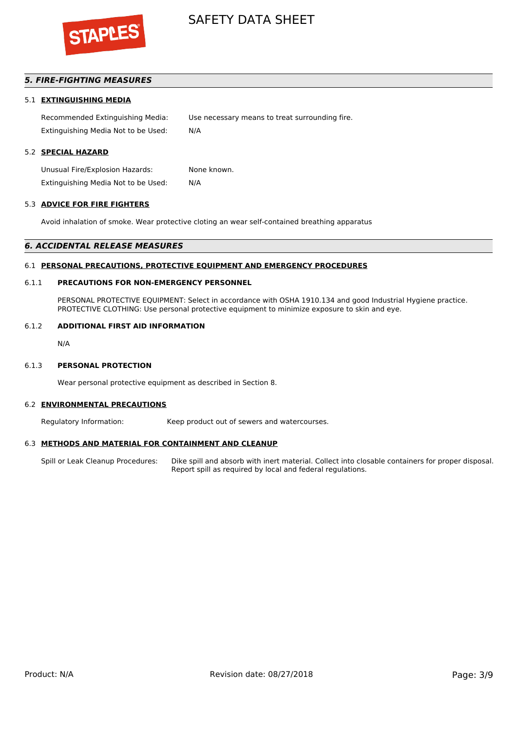## *5. FIRE-FIGHTING MEASURES*

### 5.1 EXTINGUISHING MEDIA

| | |
|---|---|
| Recommended Extinguishing Media: | Use necessary means to treat surrounding fire. |
| Extinguishing Media Not to be Used: | N/A |

### 5.2 SPECIAL HAZARD

| | |
|---|---|
| Unusual Fire/Explosion Hazards: | None known. |
| Extinguishing Media Not to be Used: | N/A |

### 5.3 ADVICE FOR FIRE FIGHTERS

Avoid inhalation of smoke. Wear protective cloting an wear self-contained breathing apparatus

## *6. ACCIDENTAL RELEASE MEASURES*

### 6.1 PERSONAL PRECAUTIONS, PROTECTIVE EQUIPMENT AND EMERGENCY PROCEDURES

#### 6.1.1 PRECAUTIONS FOR NON-EMERGENCY PERSONNEL

PERSONAL PROTECTIVE EQUIPMENT: Select in accordance with OSHA 1910.134 and good Industrial Hygiene practice.
PROTECTIVE CLOTHING: Use personal protective equipment to minimize exposure to skin and eye.

#### 6.1.2 ADDITIONAL FIRST AID INFORMATION

N/A

#### 6.1.3 PERSONAL PROTECTION

Wear personal protective equipment as described in Section 8.

### 6.2 ENVIRONMENTAL PRECAUTIONS

| | |
|---|---|
| Regulatory Information: | Keep product out of sewers and watercourses. |

### 6.3 METHODS AND MATERIAL FOR CONTAINMENT AND CLEANUP

| | |
|---|---|
| Spill or Leak Cleanup Procedures: | Dike spill and absorb with inert material. Collect into closable containers for proper disposal. Report spill as required by local and federal regulations. |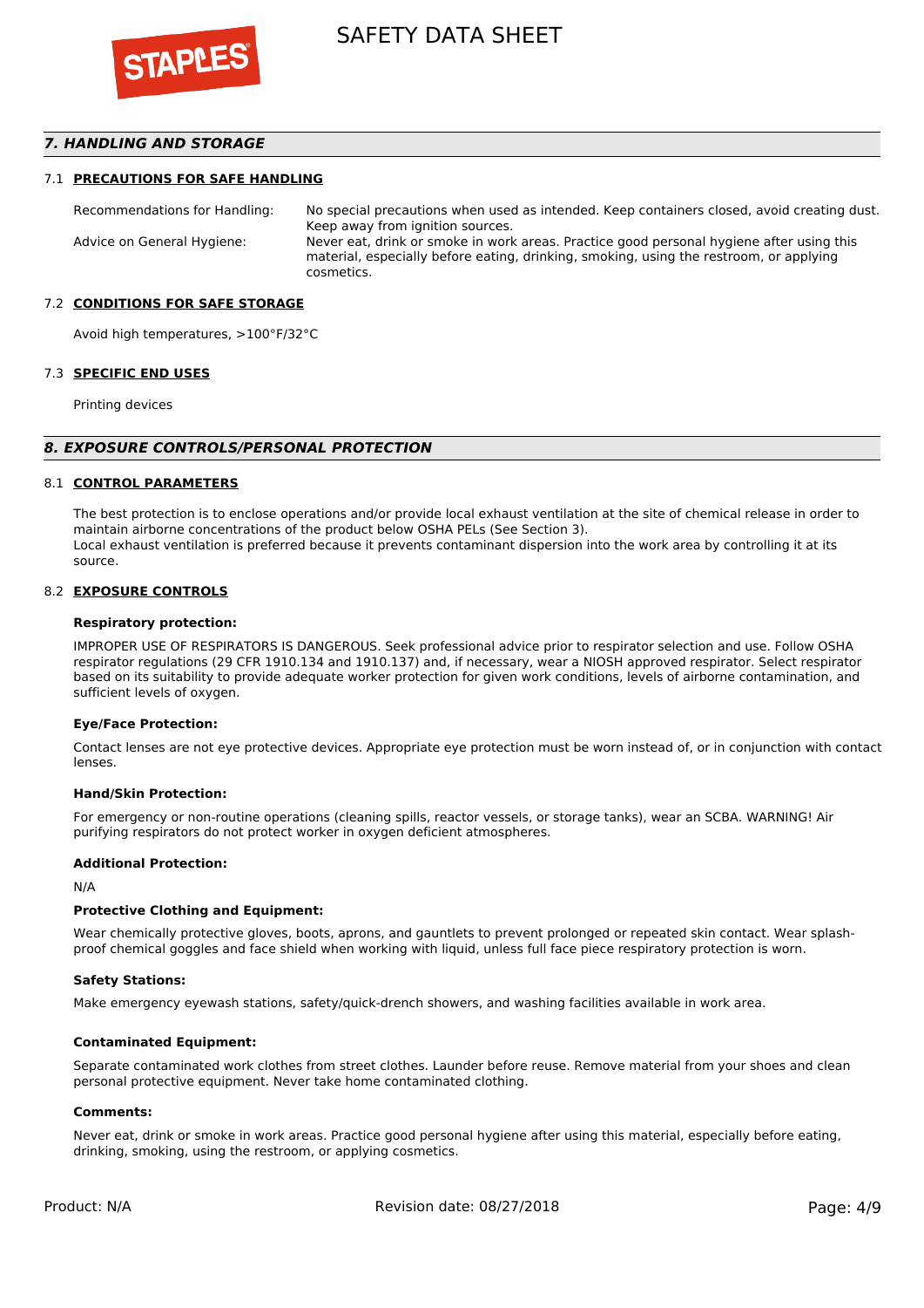## 7. HANDLING AND STORAGE

### 7.1 PRECAUTIONS FOR SAFE HANDLING

Recommendations for Handling: No special precautions when used as intended. Keep containers closed, avoid creating dust. Keep away from ignition sources.

Advice on General Hygiene: Never eat, drink or smoke in work areas. Practice good personal hygiene after using this material, especially before eating, drinking, smoking, using the restroom, or applying cosmetics.

### 7.2 CONDITIONS FOR SAFE STORAGE

Avoid high temperatures, >100°F/32°C

### 7.3 SPECIFIC END USES

Printing devices

## 8. EXPOSURE CONTROLS/PERSONAL PROTECTION

### 8.1 CONTROL PARAMETERS

The best protection is to enclose operations and/or provide local exhaust ventilation at the site of chemical release in order to maintain airborne concentrations of the product below OSHA PELs (See Section 3).
Local exhaust ventilation is preferred because it prevents contaminant dispersion into the work area by controlling it at its source.

### 8.2 EXPOSURE CONTROLS

**Respiratory protection:**

IMPROPER USE OF RESPIRATORS IS DANGEROUS. Seek professional advice prior to respirator selection and use. Follow OSHA respirator regulations (29 CFR 1910.134 and 1910.137) and, if necessary, wear a NIOSH approved respirator. Select respirator based on its suitability to provide adequate worker protection for given work conditions, levels of airborne contamination, and sufficient levels of oxygen.

**Eye/Face Protection:**

Contact lenses are not eye protective devices. Appropriate eye protection must be worn instead of, or in conjunction with contact lenses.

**Hand/Skin Protection:**

For emergency or non-routine operations (cleaning spills, reactor vessels, or storage tanks), wear an SCBA. WARNING! Air purifying respirators do not protect worker in oxygen deficient atmospheres.

**Additional Protection:**

N/A

**Protective Clothing and Equipment:**

Wear chemically protective gloves, boots, aprons, and gauntlets to prevent prolonged or repeated skin contact. Wear splash-proof chemical goggles and face shield when working with liquid, unless full face piece respiratory protection is worn.

**Safety Stations:**

Make emergency eyewash stations, safety/quick-drench showers, and washing facilities available in work area.

**Contaminated Equipment:**

Separate contaminated work clothes from street clothes. Launder before reuse. Remove material from your shoes and clean personal protective equipment. Never take home contaminated clothing.

**Comments:**

Never eat, drink or smoke in work areas. Practice good personal hygiene after using this material, especially before eating, drinking, smoking, using the restroom, or applying cosmetics.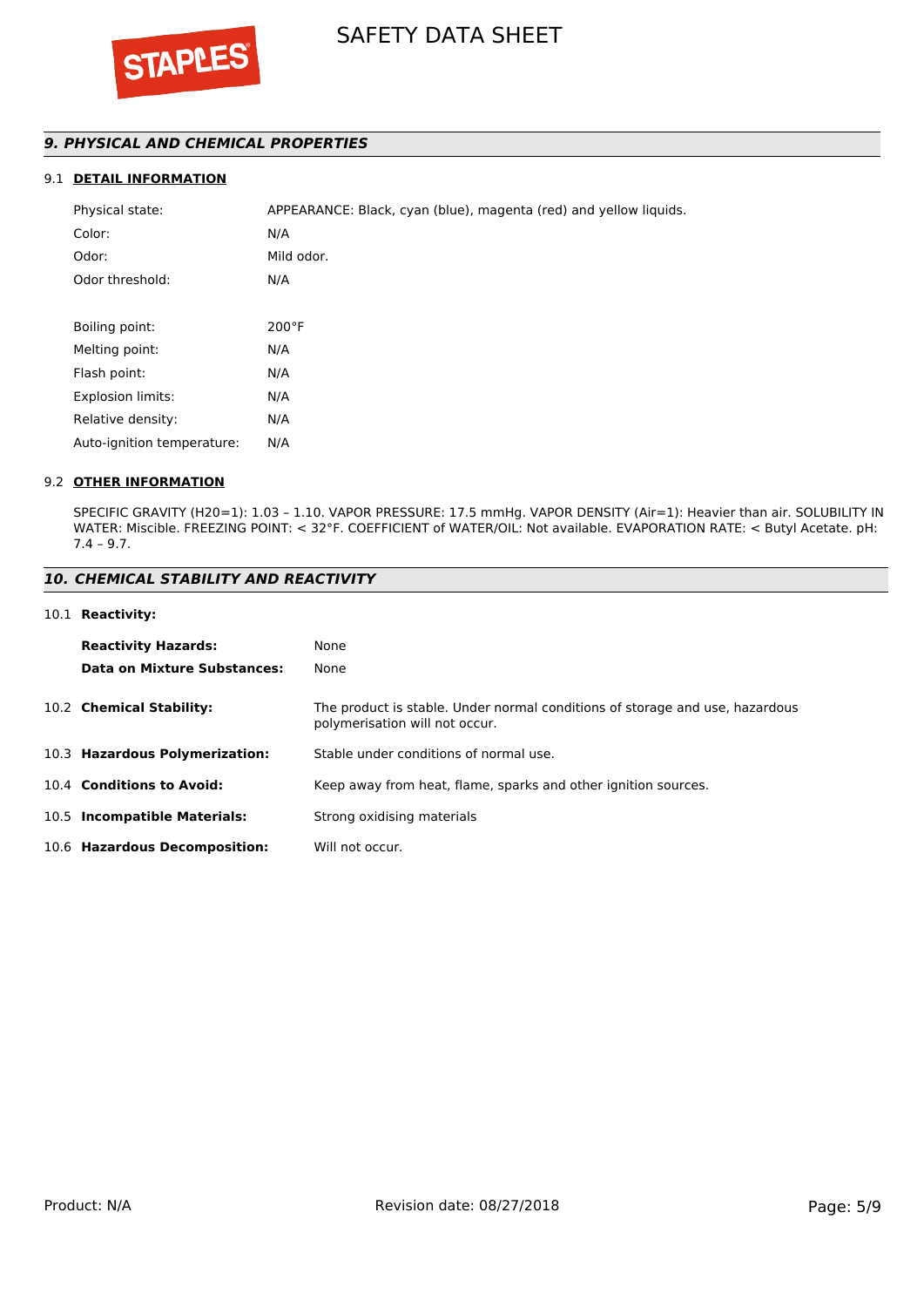## *9. PHYSICAL AND CHEMICAL PROPERTIES*

### 9.1 DETAIL INFORMATION

| | |
|---|---|
| Physical state: | APPEARANCE: Black, cyan (blue), magenta (red) and yellow liquids. |
| Color: | N/A |
| Odor: | Mild odor. |
| Odor threshold: | N/A |
| Boiling point: | 200°F |
| Melting point: | N/A |
| Flash point: | N/A |
| Explosion limits: | N/A |
| Relative density: | N/A |
| Auto-ignition temperature: | N/A |

### 9.2 OTHER INFORMATION

SPECIFIC GRAVITY (H20=1): 1.03 – 1.10. VAPOR PRESSURE: 17.5 mmHg. VAPOR DENSITY (Air=1): Heavier than air. SOLUBILITY IN WATER: Miscible. FREEZING POINT: < 32°F. COEFFICIENT of WATER/OIL: Not available. EVAPORATION RATE: < Butyl Acetate. pH: 7.4 – 9.7.

## *10. CHEMICAL STABILITY AND REACTIVITY*

10.1 **Reactivity:**

| | |
|---|---|
| **Reactivity Hazards:** | None |
| **Data on Mixture Substances:** | None |

| | |
|---|---|
| 10.2 **Chemical Stability:** | The product is stable. Under normal conditions of storage and use, hazardous polymerisation will not occur. |
| 10.3 **Hazardous Polymerization:** | Stable under conditions of normal use. |
| 10.4 **Conditions to Avoid:** | Keep away from heat, flame, sparks and other ignition sources. |
| 10.5 **Incompatible Materials:** | Strong oxidising materials |
| 10.6 **Hazardous Decomposition:** | Will not occur. |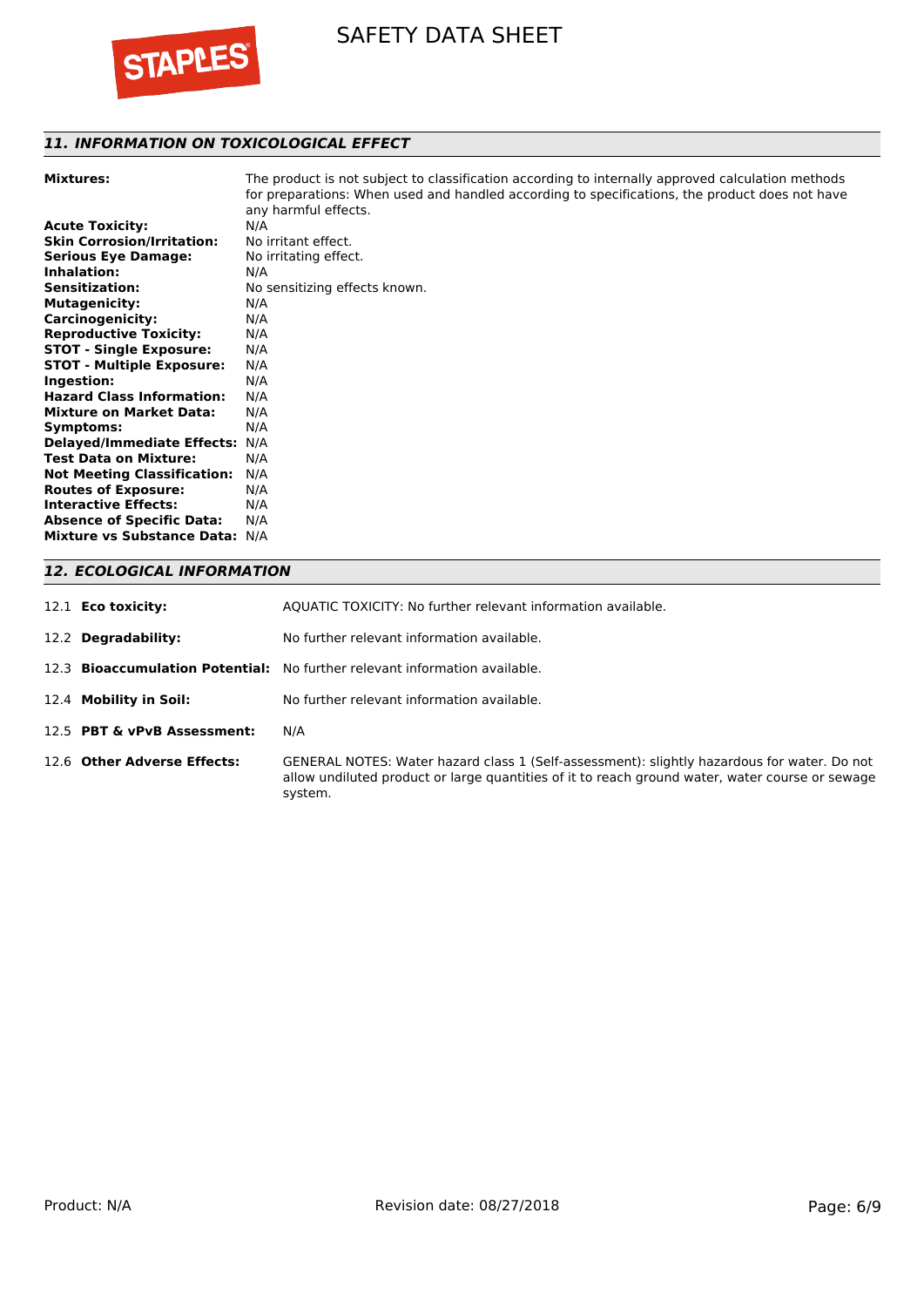## *11. INFORMATION ON TOXICOLOGICAL EFFECT*

| | |
|---|---|
| **Mixtures:** | The product is not subject to classification according to internally approved calculation methods for preparations: When used and handled according to specifications, the product does not have any harmful effects. |
| **Acute Toxicity:** | N/A |
| **Skin Corrosion/Irritation:** | No irritant effect. |
| **Serious Eye Damage:** | No irritating effect. |
| **Inhalation:** | N/A |
| **Sensitization:** | No sensitizing effects known. |
| **Mutagenicity:** | N/A |
| **Carcinogenicity:** | N/A |
| **Reproductive Toxicity:** | N/A |
| **STOT - Single Exposure:** | N/A |
| **STOT - Multiple Exposure:** | N/A |
| **Ingestion:** | N/A |
| **Hazard Class Information:** | N/A |
| **Mixture on Market Data:** | N/A |
| **Symptoms:** | N/A |
| **Delayed/Immediate Effects:** | N/A |
| **Test Data on Mixture:** | N/A |
| **Not Meeting Classification:** | N/A |
| **Routes of Exposure:** | N/A |
| **Interactive Effects:** | N/A |
| **Absence of Specific Data:** | N/A |
| **Mixture vs Substance Data:** | N/A |

## *12. ECOLOGICAL INFORMATION*

| | |
|---|---|
| 12.1 **Eco toxicity:** | AQUATIC TOXICITY: No further relevant information available. |
| 12.2 **Degradability:** | No further relevant information available. |
| 12.3 **Bioaccumulation Potential:** | No further relevant information available. |
| 12.4 **Mobility in Soil:** | No further relevant information available. |
| 12.5 **PBT & vPvB Assessment:** | N/A |
| 12.6 **Other Adverse Effects:** | GENERAL NOTES: Water hazard class 1 (Self-assessment): slightly hazardous for water. Do not allow undiluted product or large quantities of it to reach ground water, water course or sewage system. |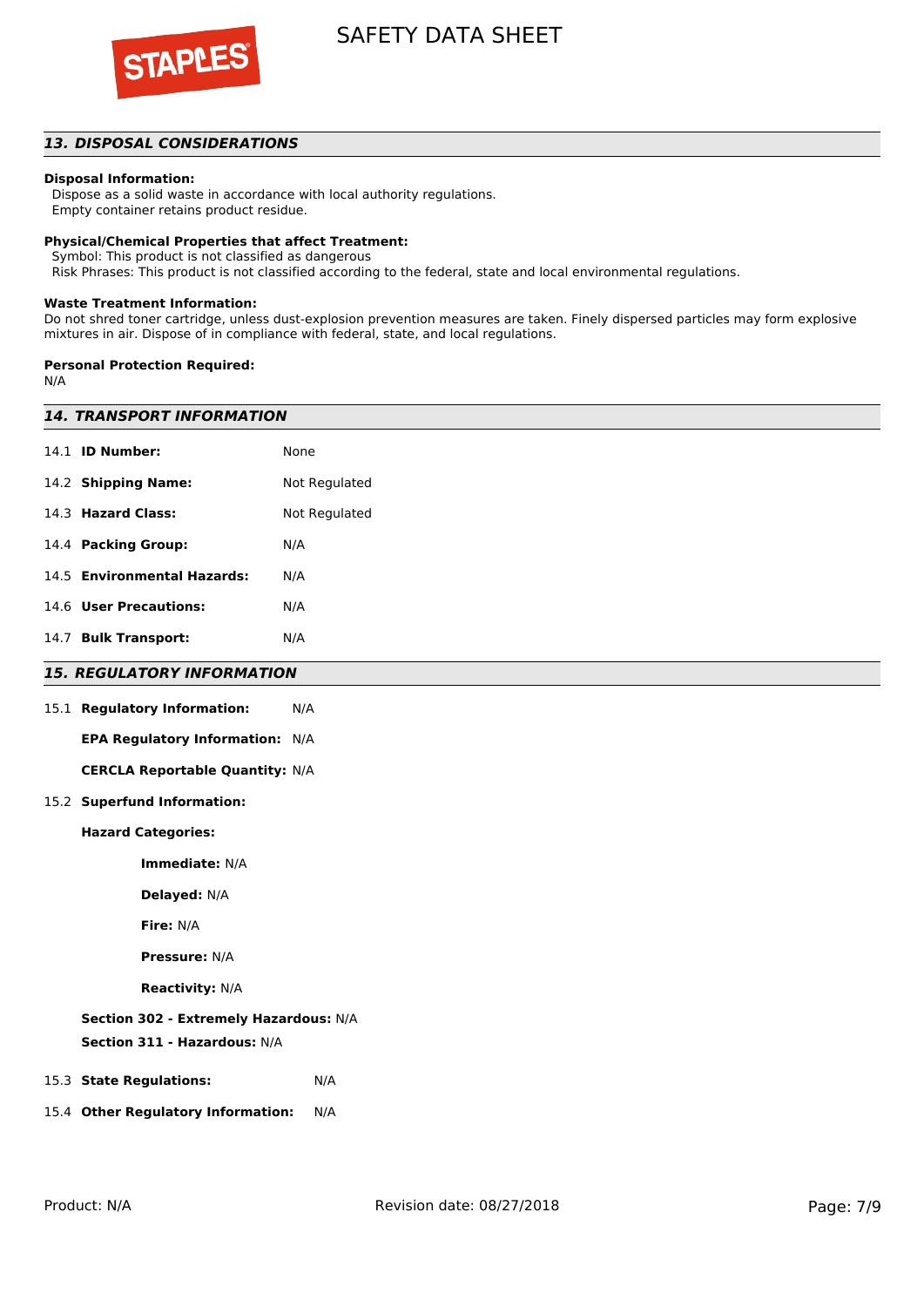## 13. DISPOSAL CONSIDERATIONS

**Disposal Information:**

Dispose as a solid waste in accordance with local authority regulations.
Empty container retains product residue.

**Physical/Chemical Properties that affect Treatment:**

Symbol: This product is not classified as dangerous
Risk Phrases: This product is not classified according to the federal, state and local environmental regulations.

**Waste Treatment Information:**

Do not shred toner cartridge, unless dust-explosion prevention measures are taken. Finely dispersed particles may form explosive mixtures in air. Dispose of in compliance with federal, state, and local regulations.

**Personal Protection Required:**

N/A

## 14. TRANSPORT INFORMATION

| | |
|---|---|
| 14.1 **ID Number:** | None |
| 14.2 **Shipping Name:** | Not Regulated |
| 14.3 **Hazard Class:** | Not Regulated |
| 14.4 **Packing Group:** | N/A |
| 14.5 **Environmental Hazards:** | N/A |
| 14.6 **User Precautions:** | N/A |
| 14.7 **Bulk Transport:** | N/A |

## 15. REGULATORY INFORMATION

15.1 **Regulatory Information:** N/A

**EPA Regulatory Information:** N/A

**CERCLA Reportable Quantity:** N/A

15.2 **Superfund Information:**

**Hazard Categories:**

**Immediate:** N/A

**Delayed:** N/A

**Fire:** N/A

**Pressure:** N/A

**Reactivity:** N/A

**Section 302 - Extremely Hazardous:** N/A

**Section 311 - Hazardous:** N/A

15.3 **State Regulations:** N/A

15.4 **Other Regulatory Information:** N/A

Product: N/A

Revision date: 08/27/2018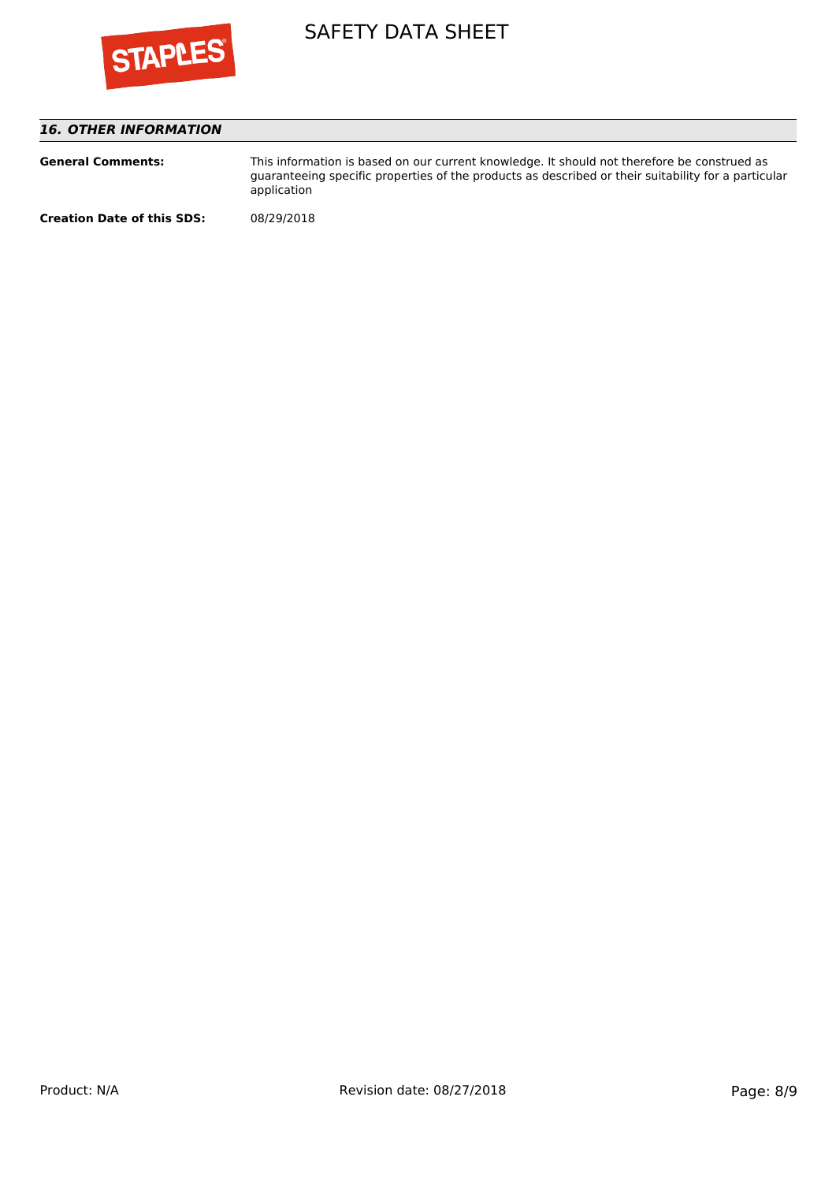## 16. OTHER INFORMATION

**General Comments:** This information is based on our current knowledge. It should not therefore be construed as guaranteeing specific properties of the products as described or their suitability for a particular application

**Creation Date of this SDS:** 08/29/2018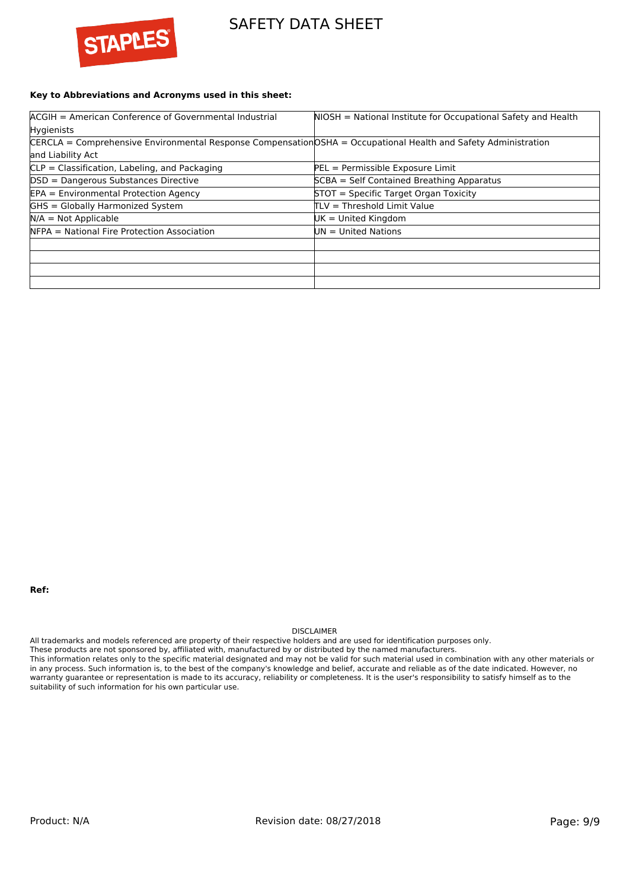**Key to Abbreviations and Acronyms used in this sheet:**

| | |
|---|---|
| ACGIH = American Conference of Governmental Industrial Hygienists | NIOSH = National Institute for Occupational Safety and Health |
| CERCLA = Comprehensive Environmental Response Compensation and Liability Act | OSHA = Occupational Health and Safety Administration |
| CLP = Classification, Labeling, and Packaging | PEL = Permissible Exposure Limit |
| DSD = Dangerous Substances Directive | SCBA = Self Contained Breathing Apparatus |
| EPA = Environmental Protection Agency | STOT = Specific Target Organ Toxicity |
| GHS = Globally Harmonized System | TLV = Threshold Limit Value |
| N/A = Not Applicable | UK = United Kingdom |
| NFPA = National Fire Protection Association | UN = United Nations |
| | |
| | |
| | |
| | |

**Ref:**

DISCLAIMER

All trademarks and models referenced are property of their respective holders and are used for identification purposes only.
These products are not sponsored by, affiliated with, manufactured by or distributed by the named manufacturers.
This information relates only to the specific material designated and may not be valid for such material used in combination with any other materials or in any process. Such information is, to the best of the company's knowledge and belief, accurate and reliable as of the date indicated. However, no warranty guarantee or representation is made to its accuracy, reliability or completeness. It is the user's responsibility to satisfy himself as to the suitability of such information for his own particular use.